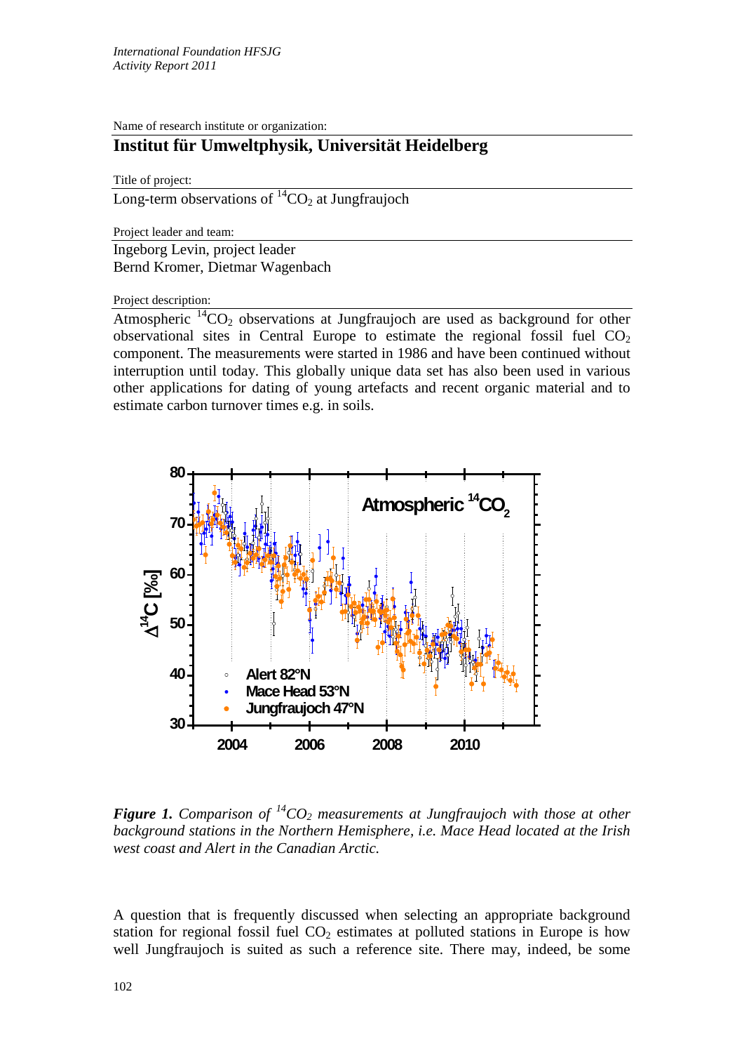*International Foundation HFSJG*
*Activity Report 2011*

Name of research institute or organization:

## Institut für Umweltphysik, Universität Heidelberg

Title of project:

Long-term observations of $^{14}CO_2$ at Jungfraujoch

Project leader and team:

Ingeborg Levin, project leader
Bernd Kromer, Dietmar Wagenbach

Project description:

Atmospheric $^{14}CO_2$ observations at Jungfraujoch are used as background for other observational sites in Central Europe to estimate the regional fossil fuel $CO_2$ component. The measurements were started in 1986 and have been continued without interruption until today. This globally unique data set has also been used in various other applications for dating of young artefacts and recent organic material and to estimate carbon turnover times e.g. in soils.

***Figure 1.*** *Comparison of $^{14}CO_2$ measurements at Jungfraujoch with those at other background stations in the Northern Hemisphere, i.e. Mace Head located at the Irish west coast and Alert in the Canadian Arctic.*

A question that is frequently discussed when selecting an appropriate background station for regional fossil fuel $CO_2$ estimates at polluted stations in Europe is how well Jungfraujoch is suited as such a reference site. There may, indeed, be some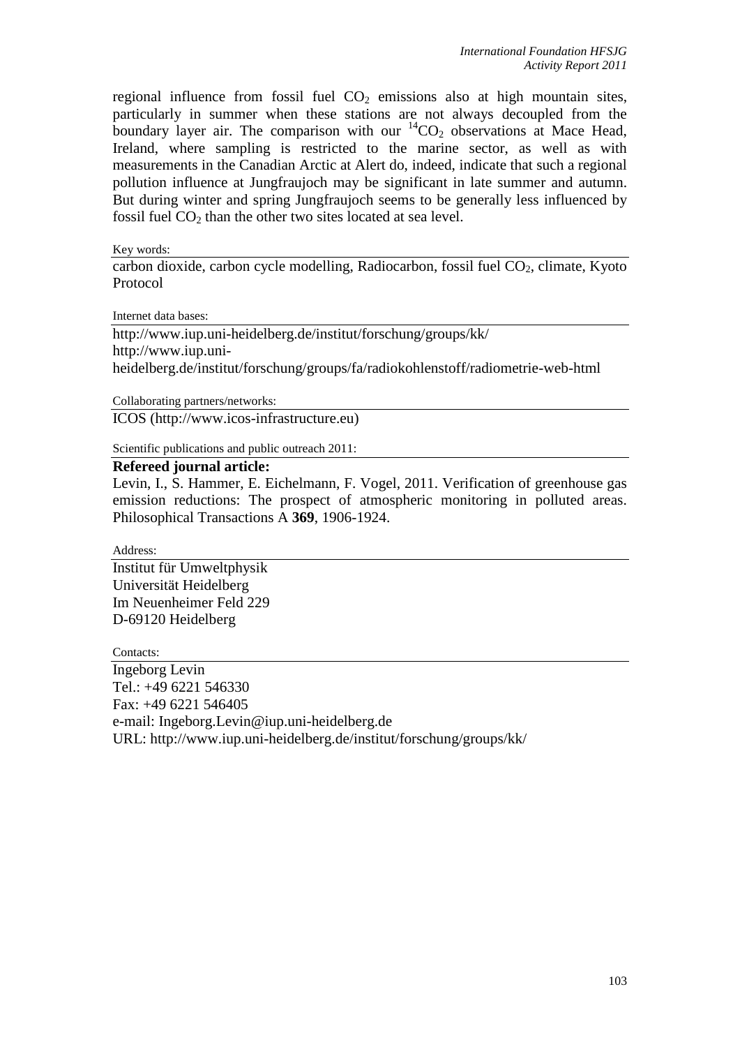regional influence from fossil fuel $CO_2$ emissions also at high mountain sites, particularly in summer when these stations are not always decoupled from the boundary layer air. The comparison with our $^{14}CO_2$ observations at Mace Head, Ireland, where sampling is restricted to the marine sector, as well as with measurements in the Canadian Arctic at Alert do, indeed, indicate that such a regional pollution influence at Jungfraujoch may be significant in late summer and autumn. But during winter and spring Jungfraujoch seems to be generally less influenced by fossil fuel $CO_2$ than the other two sites located at sea level.

Key words:

carbon dioxide, carbon cycle modelling, Radiocarbon, fossil fuel $CO_2$, climate, Kyoto Protocol

Internet data bases:

http://www.iup.uni-heidelberg.de/institut/forschung/groups/kk/
http://www.iup.uni-heidelberg.de/institut/forschung/groups/fa/radiokohlenstoff/radiometrie-web-html

Collaborating partners/networks:

ICOS (http://www.icos-infrastructure.eu)

Scientific publications and public outreach 2011:

**Refereed journal article:**

Levin, I., S. Hammer, E. Eichelmann, F. Vogel, 2011. Verification of greenhouse gas emission reductions: The prospect of atmospheric monitoring in polluted areas. Philosophical Transactions A **369**, 1906-1924.

Address:

Institut für Umweltphysik
Universität Heidelberg
Im Neuenheimer Feld 229
D-69120 Heidelberg

Contacts:

Ingeborg Levin
Tel.: +49 6221 546330
Fax: +49 6221 546405
e-mail: Ingeborg.Levin@iup.uni-heidelberg.de
URL: http://www.iup.uni-heidelberg.de/institut/forschung/groups/kk/